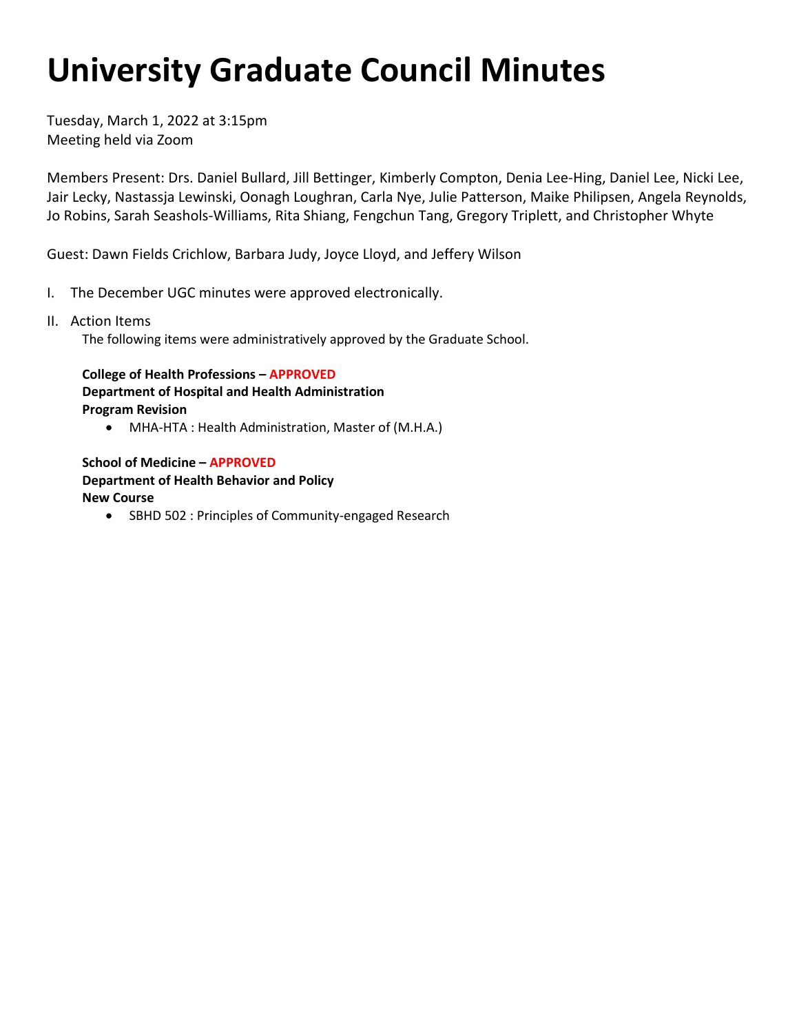# University Graduate Council Minutes

Tuesday, March 1, 2022 at 3:15pm
Meeting held via Zoom

Members Present: Drs. Daniel Bullard, Jill Bettinger, Kimberly Compton, Denia Lee-Hing, Daniel Lee, Nicki Lee, Jair Lecky, Nastassja Lewinski, Oonagh Loughran, Carla Nye, Julie Patterson, Maike Philipsen, Angela Reynolds, Jo Robins, Sarah Seashols-Williams, Rita Shiang, Fengchun Tang, Gregory Triplett, and Christopher Whyte

Guest: Dawn Fields Crichlow, Barbara Judy, Joyce Lloyd, and Jeffery Wilson

I. The December UGC minutes were approved electronically.

II. Action Items

The following items were administratively approved by the Graduate School.

**College of Health Professions – APPROVED**
**Department of Hospital and Health Administration**
**Program Revision**

- MHA-HTA : Health Administration, Master of (M.H.A.)

**School of Medicine – APPROVED**
**Department of Health Behavior and Policy**
**New Course**

- SBHD 502 : Principles of Community-engaged Research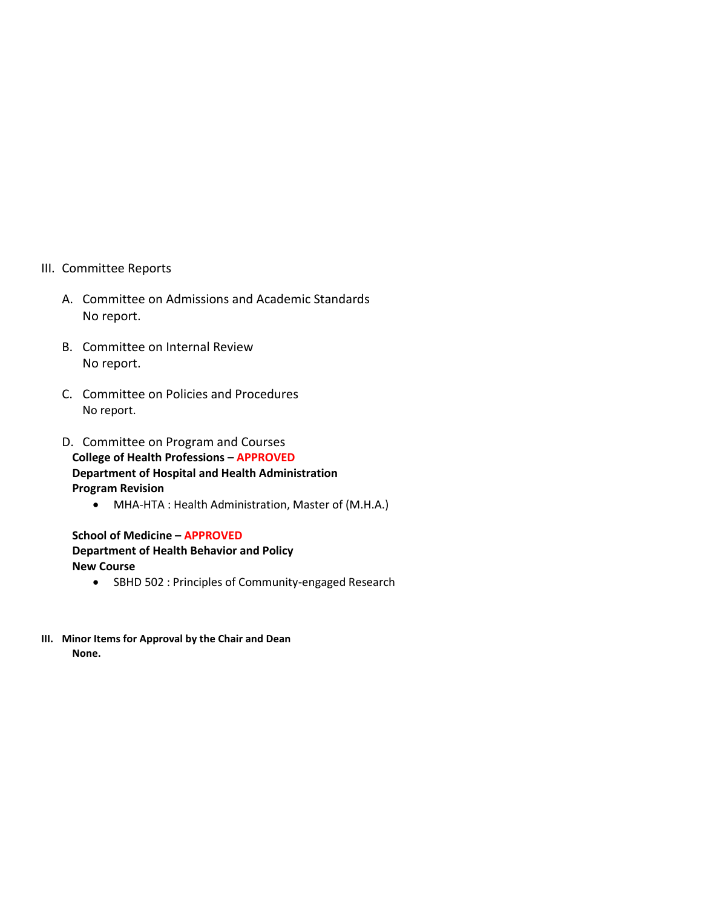## III. Committee Reports

A. Committee on Admissions and Academic Standards
No report.

B. Committee on Internal Review
No report.

C. Committee on Policies and Procedures
No report.

D. Committee on Program and Courses

**College of Health Professions – APPROVED**
**Department of Hospital and Health Administration**
**Program Revision**

- MHA-HTA : Health Administration, Master of (M.H.A.)

**School of Medicine – APPROVED**
**Department of Health Behavior and Policy**
**New Course**

- SBHD 502 : Principles of Community-engaged Research

## III. Minor Items for Approval by the Chair and Dean

**None.**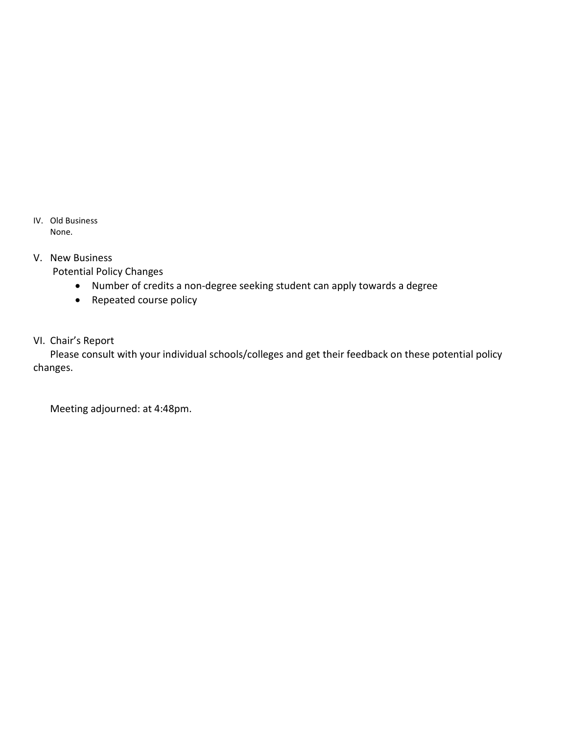IV. Old Business

None.

V. New Business

Potential Policy Changes

- Number of credits a non-degree seeking student can apply towards a degree
- Repeated course policy

VI. Chair's Report

Please consult with your individual schools/colleges and get their feedback on these potential policy changes.

Meeting adjourned: at 4:48pm.